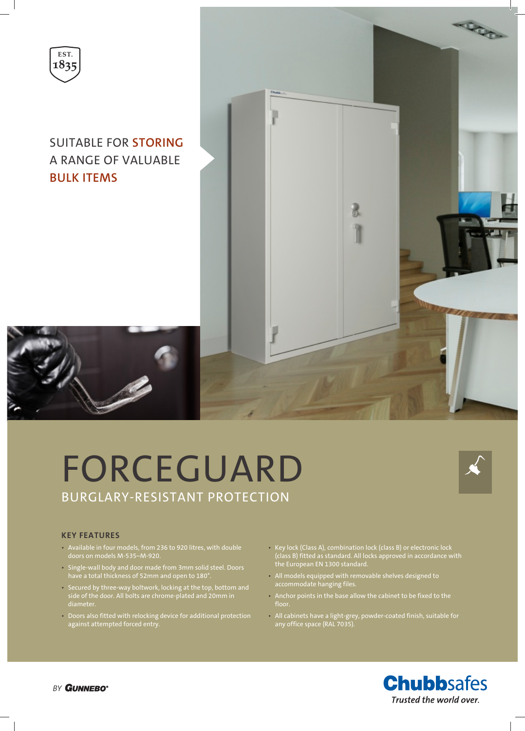EST. 1835

SUITABLE FOR **STORING** A RANGE OF VALUABLE **BULK ITEMS**

# FORCEGUARD

## BURGLARY-RESISTANT PROTECTION

### KEY FEATURES

- Available in four models, from 236 to 920 litres, with double doors on models M-535–M-920.
- Single-wall body and door made from 3mm solid steel. Doors have a total thickness of 52mm and open to 180°.
- Secured by three-way boltwork, locking at the top, bottom and side of the door. All bolts are chrome-plated and 20mm in diameter.
- Doors also fitted with relocking device for additional protection against attempted forced entry.
- Key lock (Class A), combination lock (class B) or electronic lock (class B) fitted as standard. All locks approved in accordance with the European EN 1300 standard.
- All models equipped with removable shelves designed to accommodate hanging files.
- Anchor points in the base allow the cabinet to be fixed to the floor.
- All cabinets have a light-grey, powder-coated finish, suitable for any office space (RAL 7035).

BY GUNNEBO®

**Chubbsafes**

*Trusted the world over.*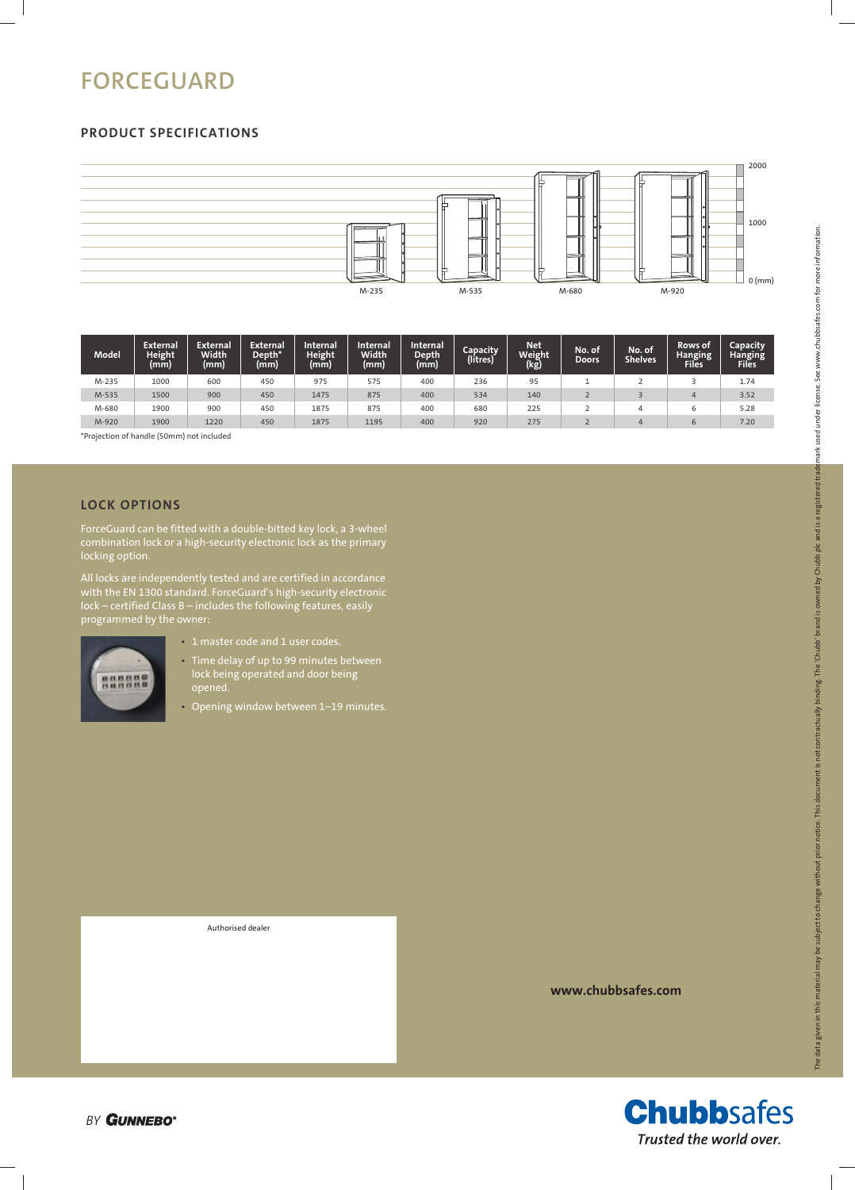# FORCEGUARD

## PRODUCT SPECIFICATIONS

2000

1000

0 (mm)

M-235 M-535 M-680 M-920

| Model | External Height (mm) | External Width (mm) | External Depth* (mm) | Internal Height (mm) | Internal Width (mm) | Internal Depth (mm) | Capacity (litres) | Net Weight (kg) | No. of Doors | No. of Shelves | Rows of Hanging Files | Capacity Hanging Files |
|---|---|---|---|---|---|---|---|---|---|---|---|---|
| M-235 | 1000 | 600 | 450 | 975 | 575 | 400 | 236 | 95 | 1 | 2 | 3 | 1.74 |
| M-535 | 1500 | 900 | 450 | 1475 | 875 | 400 | 534 | 140 | 2 | 3 | 4 | 3.52 |
| M-680 | 1900 | 900 | 450 | 1875 | 875 | 400 | 680 | 225 | 2 | 4 | 6 | 5.28 |
| M-920 | 1900 | 1220 | 450 | 1875 | 1195 | 400 | 920 | 275 | 2 | 4 | 6 | 7.20 |

*Projection of handle (50mm) not included

## LOCK OPTIONS

ForceGuard can be fitted with a double-bitted key lock, a 3-wheel combination lock or a high-security electronic lock as the primary locking option.

All locks are independently tested and are certified in accordance with the EN 1300 standard. ForceGuard's high-security electronic lock – certified Class B – includes the following features, easily programmed by the owner:

- 1 master code and 1 user codes.
- Time delay of up to 99 minutes between lock being operated and door being opened.
- Opening window between 1–19 minutes.

Authorised dealer

**www.chubbsafes.com**

The data given in this material may be subject to change without prior notice. This document is not contractually binding. The 'Chubb' brand is owned by Chubb plc and is a registered trademark used under license. See www.chubbsafes.com for more information.

BY GUNNEBO®

Chubbsafes
*Trusted the world over.*